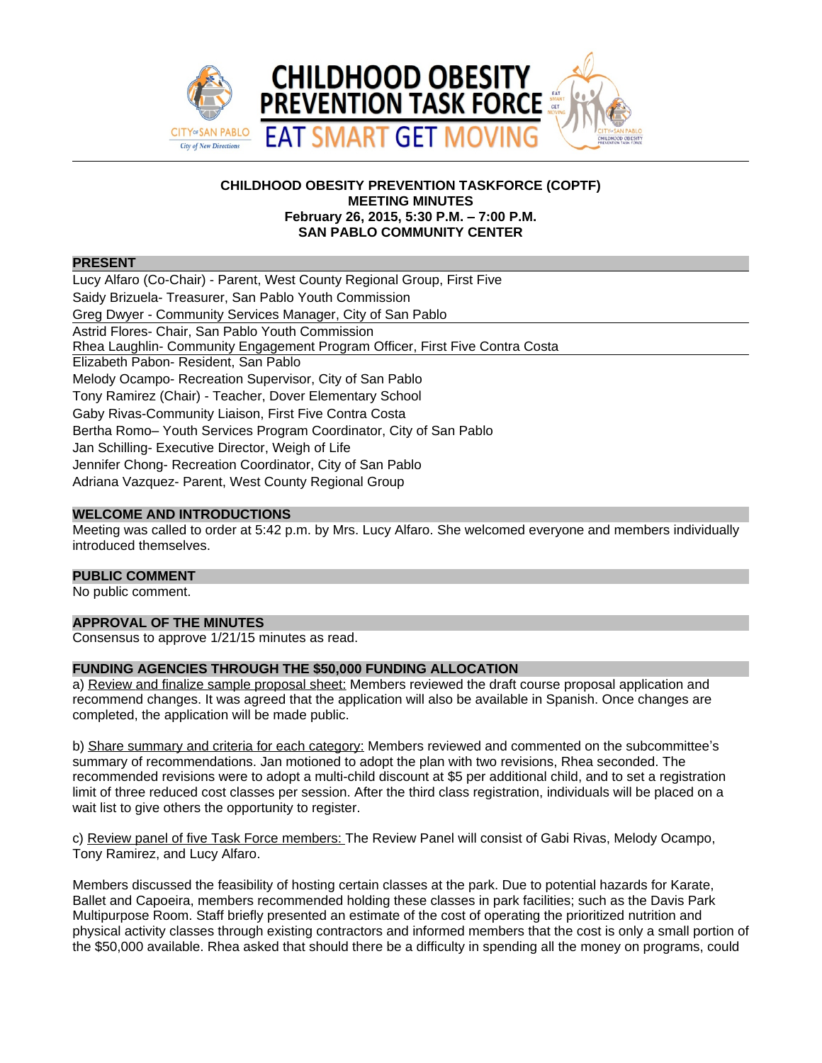**CHILDHOOD OBESITY PREVENTION TASK FORCE**

**EAT SMART GET MOVING**

# CHILDHOOD OBESITY PREVENTION TASKFORCE (COPTF)
## MEETING MINUTES
### February 26, 2015, 5:30 P.M. – 7:00 P.M.
### SAN PABLO COMMUNITY CENTER

## PRESENT

Lucy Alfaro (Co-Chair) - Parent, West County Regional Group, First Five
Saidy Brizuela- Treasurer, San Pablo Youth Commission
Greg Dwyer - Community Services Manager, City of San Pablo
Astrid Flores- Chair, San Pablo Youth Commission
Rhea Laughlin- Community Engagement Program Officer, First Five Contra Costa
Elizabeth Pabon- Resident, San Pablo
Melody Ocampo- Recreation Supervisor, City of San Pablo
Tony Ramirez (Chair) - Teacher, Dover Elementary School
Gaby Rivas-Community Liaison, First Five Contra Costa
Bertha Romo– Youth Services Program Coordinator, City of San Pablo
Jan Schilling- Executive Director, Weigh of Life
Jennifer Chong- Recreation Coordinator, City of San Pablo
Adriana Vazquez- Parent, West County Regional Group

## WELCOME AND INTRODUCTIONS

Meeting was called to order at 5:42 p.m. by Mrs. Lucy Alfaro. She welcomed everyone and members individually introduced themselves.

## PUBLIC COMMENT

No public comment.

## APPROVAL OF THE MINUTES

Consensus to approve 1/21/15 minutes as read.

## FUNDING AGENCIES THROUGH THE $50,000 FUNDING ALLOCATION

a) Review and finalize sample proposal sheet: Members reviewed the draft course proposal application and recommend changes. It was agreed that the application will also be available in Spanish. Once changes are completed, the application will be made public.

b) Share summary and criteria for each category: Members reviewed and commented on the subcommittee's summary of recommendations. Jan motioned to adopt the plan with two revisions, Rhea seconded. The recommended revisions were to adopt a multi-child discount at $5 per additional child, and to set a registration limit of three reduced cost classes per session. After the third class registration, individuals will be placed on a wait list to give others the opportunity to register.

c) Review panel of five Task Force members: The Review Panel will consist of Gabi Rivas, Melody Ocampo, Tony Ramirez, and Lucy Alfaro.

Members discussed the feasibility of hosting certain classes at the park. Due to potential hazards for Karate, Ballet and Capoeira, members recommended holding these classes in park facilities; such as the Davis Park Multipurpose Room. Staff briefly presented an estimate of the cost of operating the prioritized nutrition and physical activity classes through existing contractors and informed members that the cost is only a small portion of the $50,000 available. Rhea asked that should there be a difficulty in spending all the money on programs, could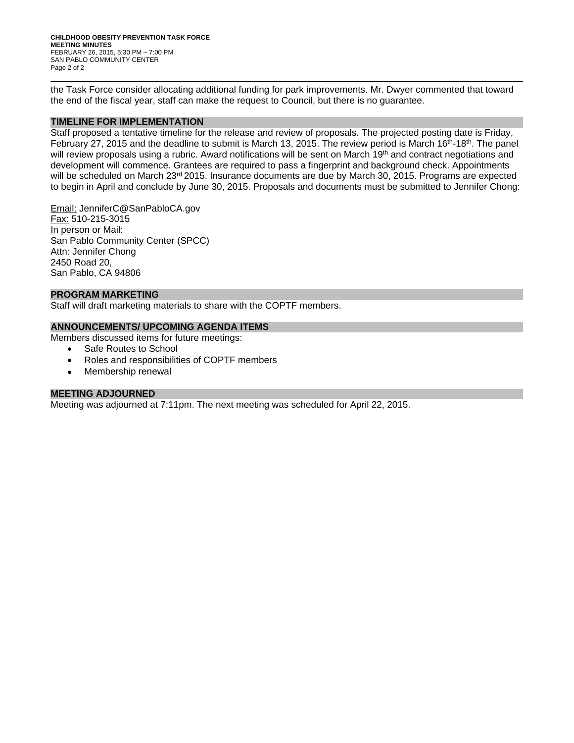the Task Force consider allocating additional funding for park improvements. Mr. Dwyer commented that toward the end of the fiscal year, staff can make the request to Council, but there is no guarantee.

## TIMELINE FOR IMPLEMENTATION

Staff proposed a tentative timeline for the release and review of proposals. The projected posting date is Friday, February 27, 2015 and the deadline to submit is March 13, 2015. The review period is March 16th-18th. The panel will review proposals using a rubric. Award notifications will be sent on March 19th and contract negotiations and development will commence. Grantees are required to pass a fingerprint and background check. Appointments will be scheduled on March 23rd 2015. Insurance documents are due by March 30, 2015. Programs are expected to begin in April and conclude by June 30, 2015. Proposals and documents must be submitted to Jennifer Chong:

<u>Email:</u> JenniferC@SanPabloCA.gov
<u>Fax:</u> 510-215-3015
<u>In person or Mail:</u>
San Pablo Community Center (SPCC)
Attn: Jennifer Chong
2450 Road 20,
San Pablo, CA 94806

## PROGRAM MARKETING

Staff will draft marketing materials to share with the COPTF members.

## ANNOUNCEMENTS/ UPCOMING AGENDA ITEMS

Members discussed items for future meetings:

- Safe Routes to School
- Roles and responsibilities of COPTF members
- Membership renewal

## MEETING ADJOURNED

Meeting was adjourned at 7:11pm. The next meeting was scheduled for April 22, 2015.